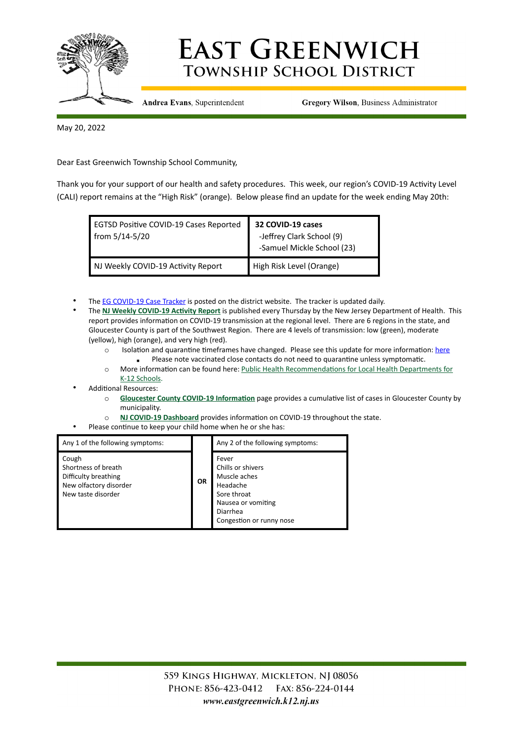# East Greenwich
## Township School District

**Andrea Evans**, Superintendent **Gregory Wilson**, Business Administrator

May 20, 2022

Dear East Greenwich Township School Community,

Thank you for your support of our health and safety procedures. This week, our region's COVID-19 Activity Level (CALI) report remains at the "High Risk" (orange). Below please find an update for the week ending May 20th:

| EGTSD Positive COVID-19 Cases Reported from 5/14-5/20 | **32 COVID-19 cases**<br>-Jeffrey Clark School (9)<br>-Samuel Mickle School (23) |
|---|---|
| NJ Weekly COVID-19 Activity Report | High Risk Level (Orange) |

- The EG COVID-19 Case Tracker is posted on the district website. The tracker is updated daily.
- The **NJ Weekly COVID-19 Activity Report** is published every Thursday by the New Jersey Department of Health. This report provides information on COVID-19 transmission at the regional level. There are 6 regions in the state, and Gloucester County is part of the Southwest Region. There are 4 levels of transmission: low (green), moderate (yellow), high (orange), and very high (red).
  - Isolation and quarantine timeframes have changed. Please see this update for more information: here
    - Please note vaccinated close contacts do not need to quarantine unless symptomatic.
  - More information can be found here: Public Health Recommendations for Local Health Departments for K-12 Schools.
- Additional Resources:
  - **Gloucester County COVID-19 Information** page provides a cumulative list of cases in Gloucester County by municipality.
  - **NJ COVID-19 Dashboard** provides information on COVID-19 throughout the state.
- Please continue to keep your child home when he or she has:

| Any 1 of the following symptoms: | | Any 2 of the following symptoms: |
|---|---|---|
| Cough<br>Shortness of breath<br>Difficulty breathing<br>New olfactory disorder<br>New taste disorder | **OR** | Fever<br>Chills or shivers<br>Muscle aches<br>Headache<br>Sore throat<br>Nausea or vomiting<br>Diarrhea<br>Congestion or runny nose |

559 Kings Highway, Mickleton, NJ 08056
Phone: 856-423-0412 Fax: 856-224-0144
*www.eastgreenwich.k12.nj.us*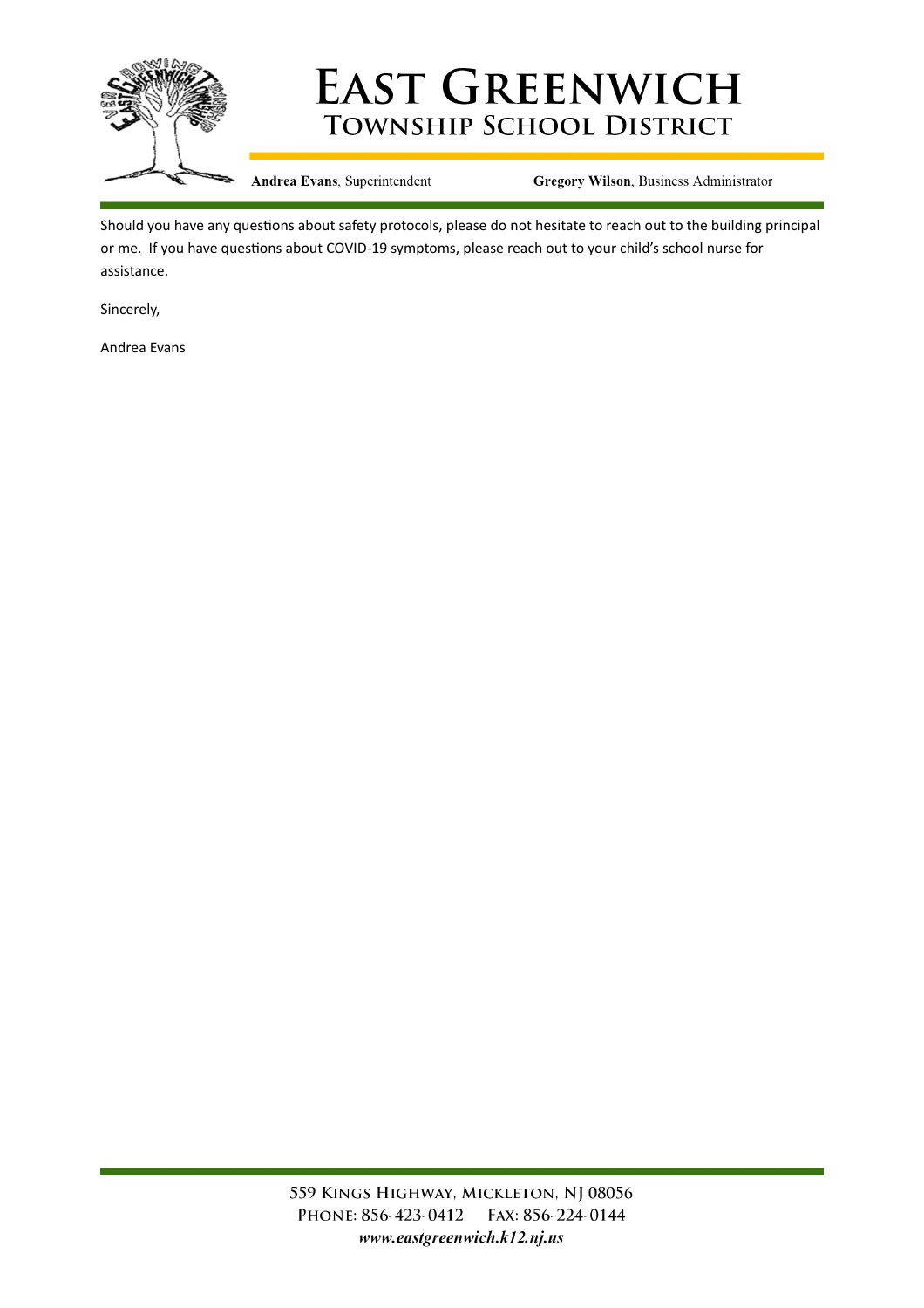# EAST GREENWICH
## TOWNSHIP SCHOOL DISTRICT

**Andrea Evans**, Superintendent **Gregory Wilson**, Business Administrator

Should you have any questions about safety protocols, please do not hesitate to reach out to the building principal or me. If you have questions about COVID-19 symptoms, please reach out to your child's school nurse for assistance.

Sincerely,

Andrea Evans

559 KINGS HIGHWAY, MICKLETON, NJ 08056
PHONE: 856-423-0412 FAX: 856-224-0144
*www.eastgreenwich.k12.nj.us*